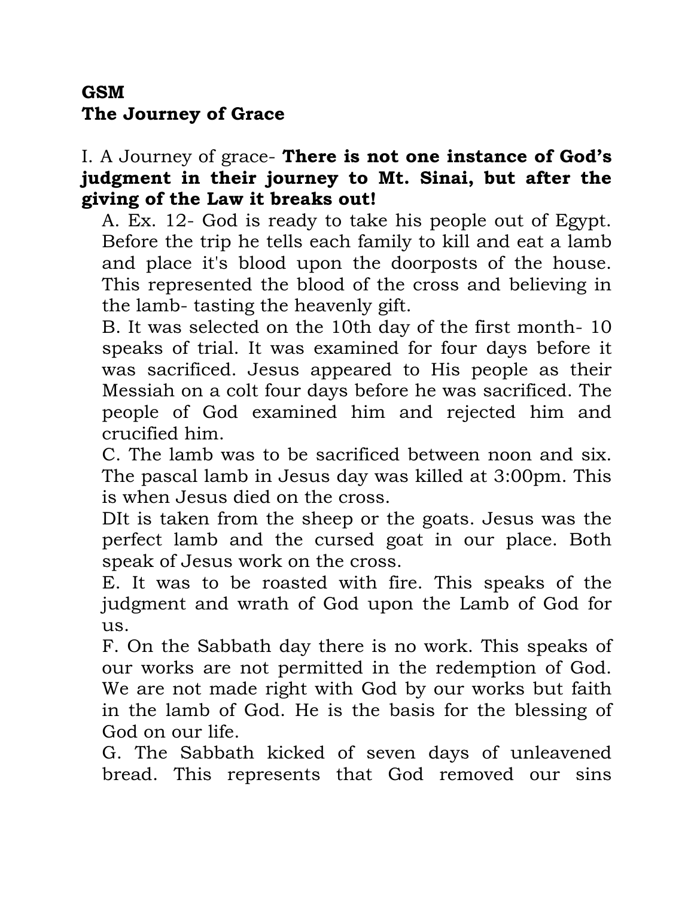**GSM**
**The Journey of Grace**

I. A Journey of grace- **There is not one instance of God's judgment in their journey to Mt. Sinai, but after the giving of the Law it breaks out!**

A. Ex. 12- God is ready to take his people out of Egypt. Before the trip he tells each family to kill and eat a lamb and place it's blood upon the doorposts of the house. This represented the blood of the cross and believing in the lamb- tasting the heavenly gift.

B. It was selected on the 10th day of the first month- 10 speaks of trial. It was examined for four days before it was sacrificed. Jesus appeared to His people as their Messiah on a colt four days before he was sacrificed. The people of God examined him and rejected him and crucified him.

C. The lamb was to be sacrificed between noon and six. The pascal lamb in Jesus day was killed at 3:00pm. This is when Jesus died on the cross.

DIt is taken from the sheep or the goats. Jesus was the perfect lamb and the cursed goat in our place. Both speak of Jesus work on the cross.

E. It was to be roasted with fire. This speaks of the judgment and wrath of God upon the Lamb of God for us.

F. On the Sabbath day there is no work. This speaks of our works are not permitted in the redemption of God. We are not made right with God by our works but faith in the lamb of God. He is the basis for the blessing of God on our life.

G. The Sabbath kicked of seven days of unleavened bread. This represents that God removed our sins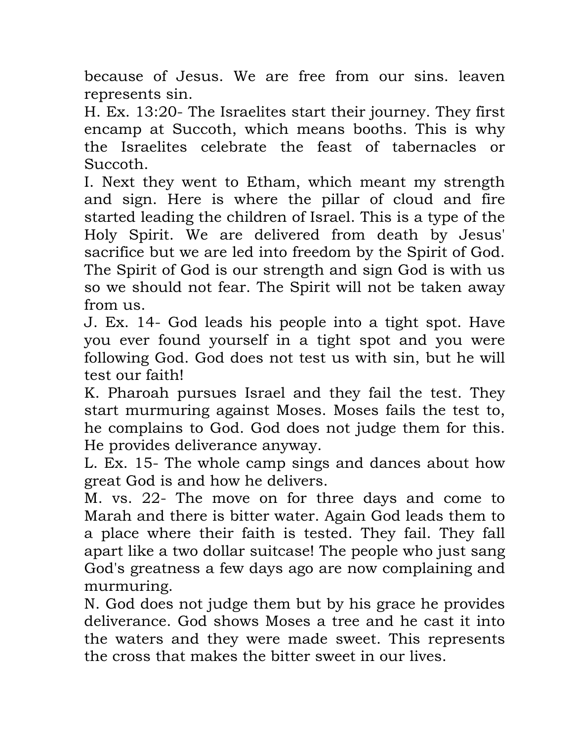because of Jesus. We are free from our sins. leaven represents sin.

H. Ex. 13:20- The Israelites start their journey. They first encamp at Succoth, which means booths. This is why the Israelites celebrate the feast of tabernacles or Succoth.

I. Next they went to Etham, which meant my strength and sign. Here is where the pillar of cloud and fire started leading the children of Israel. This is a type of the Holy Spirit. We are delivered from death by Jesus' sacrifice but we are led into freedom by the Spirit of God. The Spirit of God is our strength and sign God is with us so we should not fear. The Spirit will not be taken away from us.

J. Ex. 14- God leads his people into a tight spot. Have you ever found yourself in a tight spot and you were following God. God does not test us with sin, but he will test our faith!

K. Pharoah pursues Israel and they fail the test. They start murmuring against Moses. Moses fails the test to, he complains to God. God does not judge them for this. He provides deliverance anyway.

L. Ex. 15- The whole camp sings and dances about how great God is and how he delivers.

M. vs. 22- The move on for three days and come to Marah and there is bitter water. Again God leads them to a place where their faith is tested. They fail. They fall apart like a two dollar suitcase! The people who just sang God's greatness a few days ago are now complaining and murmuring.

N. God does not judge them but by his grace he provides deliverance. God shows Moses a tree and he cast it into the waters and they were made sweet. This represents the cross that makes the bitter sweet in our lives.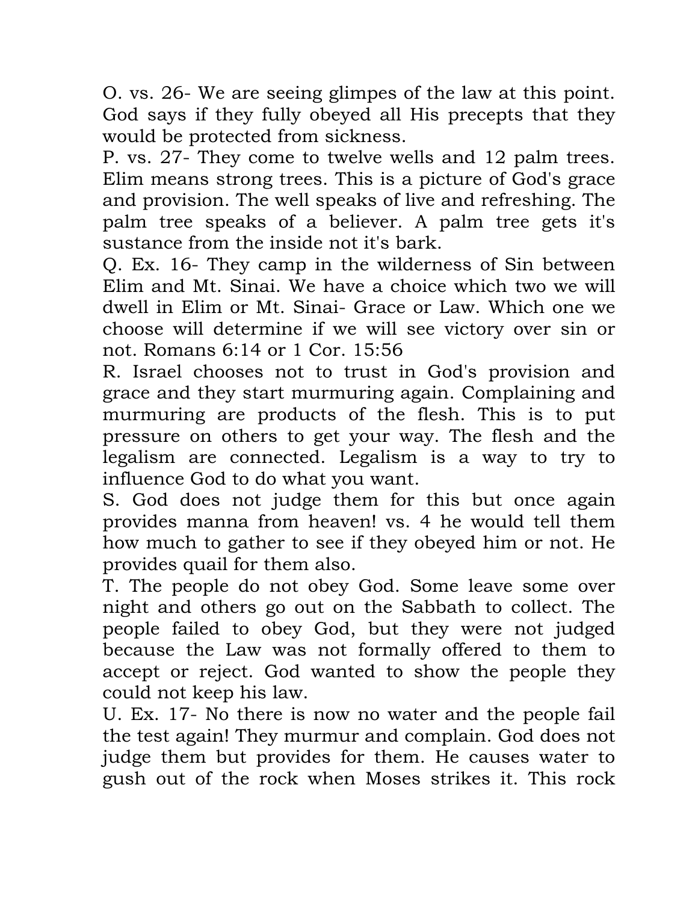O. vs. 26- We are seeing glimpes of the law at this point. God says if they fully obeyed all His precepts that they would be protected from sickness.

P. vs. 27- They come to twelve wells and 12 palm trees. Elim means strong trees. This is a picture of God's grace and provision. The well speaks of live and refreshing. The palm tree speaks of a believer. A palm tree gets it's sustance from the inside not it's bark.

Q. Ex. 16- They camp in the wilderness of Sin between Elim and Mt. Sinai. We have a choice which two we will dwell in Elim or Mt. Sinai- Grace or Law. Which one we choose will determine if we will see victory over sin or not. Romans 6:14 or 1 Cor. 15:56

R. Israel chooses not to trust in God's provision and grace and they start murmuring again. Complaining and murmuring are products of the flesh. This is to put pressure on others to get your way. The flesh and the legalism are connected. Legalism is a way to try to influence God to do what you want.

S. God does not judge them for this but once again provides manna from heaven! vs. 4 he would tell them how much to gather to see if they obeyed him or not. He provides quail for them also.

T. The people do not obey God. Some leave some over night and others go out on the Sabbath to collect. The people failed to obey God, but they were not judged because the Law was not formally offered to them to accept or reject. God wanted to show the people they could not keep his law.

U. Ex. 17- No there is now no water and the people fail the test again! They murmur and complain. God does not judge them but provides for them. He causes water to gush out of the rock when Moses strikes it. This rock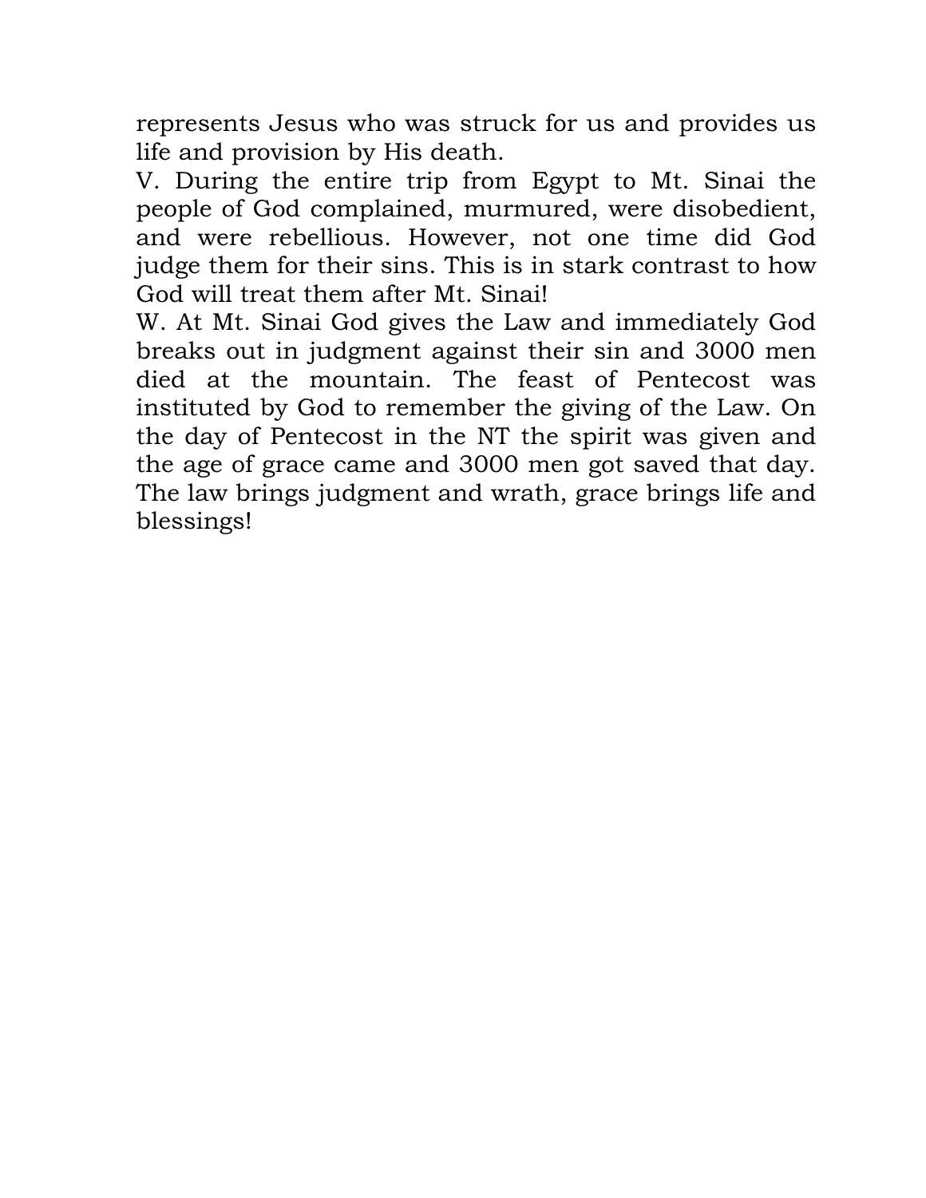represents Jesus who was struck for us and provides us life and provision by His death.

V. During the entire trip from Egypt to Mt. Sinai the people of God complained, murmured, were disobedient, and were rebellious. However, not one time did God judge them for their sins. This is in stark contrast to how God will treat them after Mt. Sinai!

W. At Mt. Sinai God gives the Law and immediately God breaks out in judgment against their sin and 3000 men died at the mountain. The feast of Pentecost was instituted by God to remember the giving of the Law. On the day of Pentecost in the NT the spirit was given and the age of grace came and 3000 men got saved that day. The law brings judgment and wrath, grace brings life and blessings!